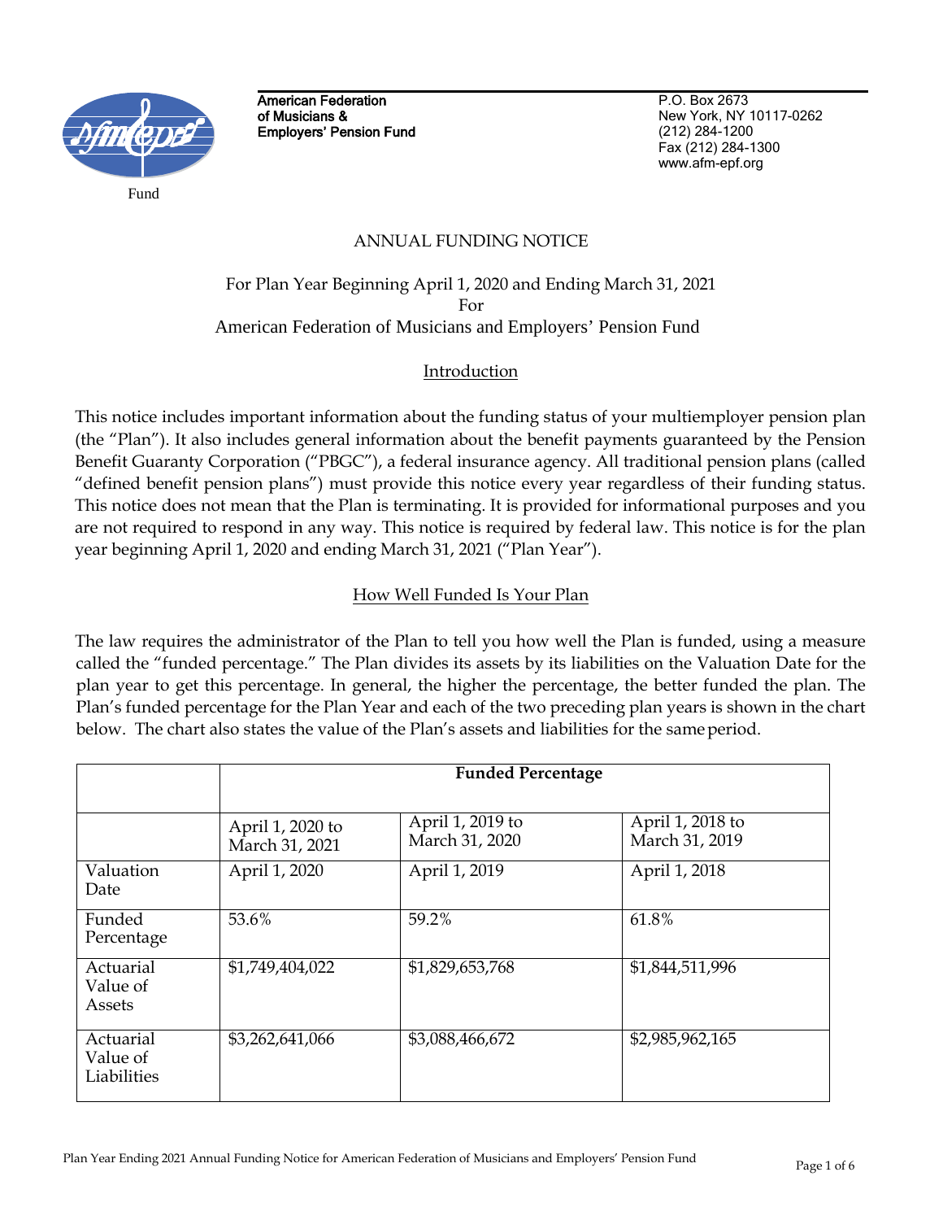American Federation of Musicians & Employers' Pension Fund

P.O. Box 2673
New York, NY 10117-0262
(212) 284-1200
Fax (212) 284-1300
www.afm-epf.org

# ANNUAL FUNDING NOTICE

For Plan Year Beginning April 1, 2020 and Ending March 31, 2021
For
American Federation of Musicians and Employers' Pension Fund

## Introduction

This notice includes important information about the funding status of your multiemployer pension plan (the "Plan"). It also includes general information about the benefit payments guaranteed by the Pension Benefit Guaranty Corporation ("PBGC"), a federal insurance agency. All traditional pension plans (called "defined benefit pension plans") must provide this notice every year regardless of their funding status. This notice does not mean that the Plan is terminating. It is provided for informational purposes and you are not required to respond in any way. This notice is required by federal law. This notice is for the plan year beginning April 1, 2020 and ending March 31, 2021 ("Plan Year").

## How Well Funded Is Your Plan

The law requires the administrator of the Plan to tell you how well the Plan is funded, using a measure called the "funded percentage." The Plan divides its assets by its liabilities on the Valuation Date for the plan year to get this percentage. In general, the higher the percentage, the better funded the plan. The Plan's funded percentage for the Plan Year and each of the two preceding plan years is shown in the chart below. The chart also states the value of the Plan's assets and liabilities for the same period.

| | **Funded Percentage** | | |
|---|---|---|---|
| | April 1, 2020 to March 31, 2021 | April 1, 2019 to March 31, 2020 | April 1, 2018 to March 31, 2019 |
| Valuation Date | April 1, 2020 | April 1, 2019 | April 1, 2018 |
| Funded Percentage | 53.6% | 59.2% | 61.8% |
| Actuarial Value of Assets | $1,749,404,022 | $1,829,653,768 | $1,844,511,996 |
| Actuarial Value of Liabilities | $3,262,641,066 | $3,088,466,672 | $2,985,962,165 |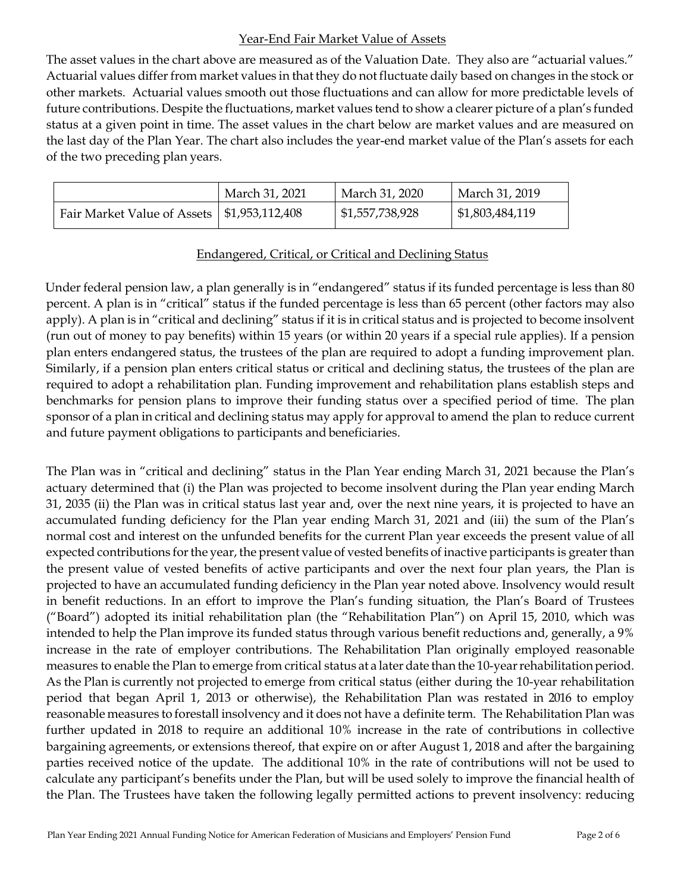## Year-End Fair Market Value of Assets

The asset values in the chart above are measured as of the Valuation Date. They also are "actuarial values." Actuarial values differ from market values in that they do not fluctuate daily based on changes in the stock or other markets. Actuarial values smooth out those fluctuations and can allow for more predictable levels of future contributions. Despite the fluctuations, market values tend to show a clearer picture of a plan's funded status at a given point in time. The asset values in the chart below are market values and are measured on the last day of the Plan Year. The chart also includes the year-end market value of the Plan's assets for each of the two preceding plan years.

| | March 31, 2021 | March 31, 2020 | March 31, 2019 |
|---|---|---|---|
| Fair Market Value of Assets | $1,953,112,408 | $1,557,738,928 | $1,803,484,119 |

## Endangered, Critical, or Critical and Declining Status

Under federal pension law, a plan generally is in "endangered" status if its funded percentage is less than 80 percent. A plan is in "critical" status if the funded percentage is less than 65 percent (other factors may also apply). A plan is in "critical and declining" status if it is in critical status and is projected to become insolvent (run out of money to pay benefits) within 15 years (or within 20 years if a special rule applies). If a pension plan enters endangered status, the trustees of the plan are required to adopt a funding improvement plan. Similarly, if a pension plan enters critical status or critical and declining status, the trustees of the plan are required to adopt a rehabilitation plan. Funding improvement and rehabilitation plans establish steps and benchmarks for pension plans to improve their funding status over a specified period of time. The plan sponsor of a plan in critical and declining status may apply for approval to amend the plan to reduce current and future payment obligations to participants and beneficiaries.

The Plan was in "critical and declining" status in the Plan Year ending March 31, 2021 because the Plan's actuary determined that (i) the Plan was projected to become insolvent during the Plan year ending March 31, 2035 (ii) the Plan was in critical status last year and, over the next nine years, it is projected to have an accumulated funding deficiency for the Plan year ending March 31, 2021 and (iii) the sum of the Plan's normal cost and interest on the unfunded benefits for the current Plan year exceeds the present value of all expected contributions for the year, the present value of vested benefits of inactive participants is greater than the present value of vested benefits of active participants and over the next four plan years, the Plan is projected to have an accumulated funding deficiency in the Plan year noted above. Insolvency would result in benefit reductions. In an effort to improve the Plan's funding situation, the Plan's Board of Trustees ("Board") adopted its initial rehabilitation plan (the "Rehabilitation Plan") on April 15, 2010, which was intended to help the Plan improve its funded status through various benefit reductions and, generally, a 9% increase in the rate of employer contributions. The Rehabilitation Plan originally employed reasonable measures to enable the Plan to emerge from critical status at a later date than the 10-year rehabilitation period. As the Plan is currently not projected to emerge from critical status (either during the 10-year rehabilitation period that began April 1, 2013 or otherwise), the Rehabilitation Plan was restated in 2016 to employ reasonable measures to forestall insolvency and it does not have a definite term. The Rehabilitation Plan was further updated in 2018 to require an additional 10% increase in the rate of contributions in collective bargaining agreements, or extensions thereof, that expire on or after August 1, 2018 and after the bargaining parties received notice of the update. The additional 10% in the rate of contributions will not be used to calculate any participant's benefits under the Plan, but will be used solely to improve the financial health of the Plan. The Trustees have taken the following legally permitted actions to prevent insolvency: reducing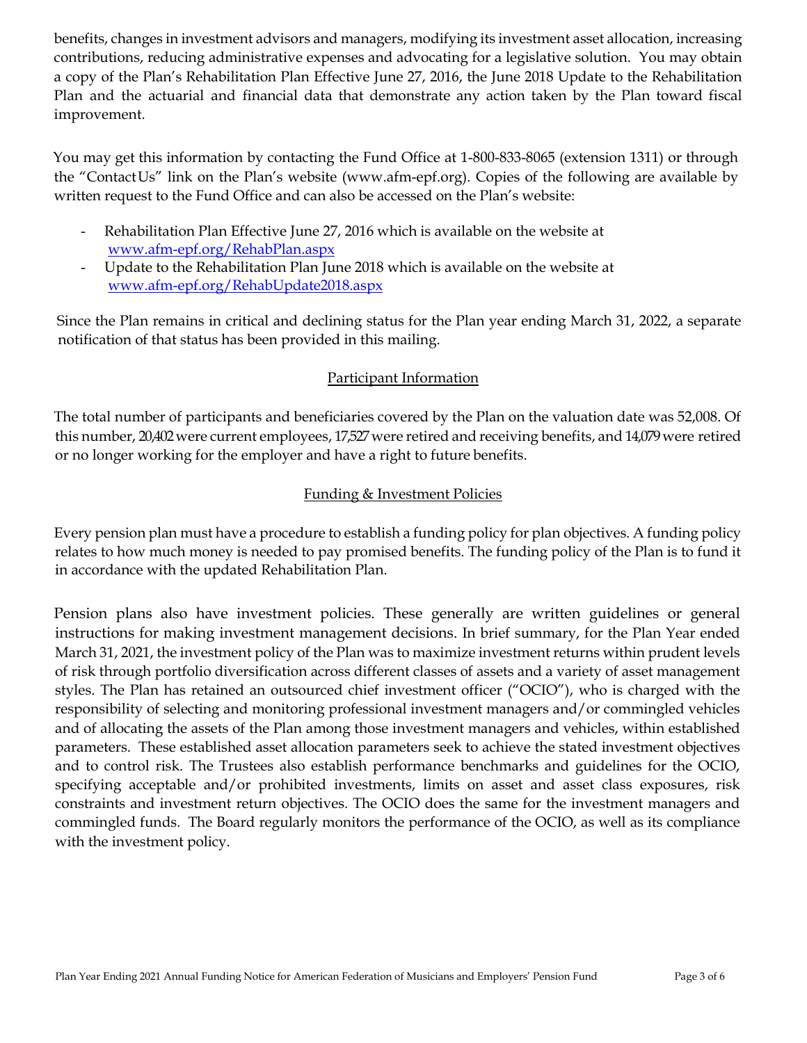benefits, changes in investment advisors and managers, modifying its investment asset allocation, increasing contributions, reducing administrative expenses and advocating for a legislative solution. You may obtain a copy of the Plan's Rehabilitation Plan Effective June 27, 2016, the June 2018 Update to the Rehabilitation Plan and the actuarial and financial data that demonstrate any action taken by the Plan toward fiscal improvement.

You may get this information by contacting the Fund Office at 1-800-833-8065 (extension 1311) or through the "Contact Us" link on the Plan's website (www.afm-epf.org). Copies of the following are available by written request to the Fund Office and can also be accessed on the Plan's website:

- Rehabilitation Plan Effective June 27, 2016 which is available on the website at www.afm-epf.org/RehabPlan.aspx
- Update to the Rehabilitation Plan June 2018 which is available on the website at www.afm-epf.org/RehabUpdate2018.aspx

Since the Plan remains in critical and declining status for the Plan year ending March 31, 2022, a separate notification of that status has been provided in this mailing.

## Participant Information

The total number of participants and beneficiaries covered by the Plan on the valuation date was 52,008. Of this number, 20,402 were current employees, 17,527 were retired and receiving benefits, and 14,079 were retired or no longer working for the employer and have a right to future benefits.

## Funding & Investment Policies

Every pension plan must have a procedure to establish a funding policy for plan objectives. A funding policy relates to how much money is needed to pay promised benefits. The funding policy of the Plan is to fund it in accordance with the updated Rehabilitation Plan.

Pension plans also have investment policies. These generally are written guidelines or general instructions for making investment management decisions. In brief summary, for the Plan Year ended March 31, 2021, the investment policy of the Plan was to maximize investment returns within prudent levels of risk through portfolio diversification across different classes of assets and a variety of asset management styles. The Plan has retained an outsourced chief investment officer ("OCIO"), who is charged with the responsibility of selecting and monitoring professional investment managers and/or commingled vehicles and of allocating the assets of the Plan among those investment managers and vehicles, within established parameters. These established asset allocation parameters seek to achieve the stated investment objectives and to control risk. The Trustees also establish performance benchmarks and guidelines for the OCIO, specifying acceptable and/or prohibited investments, limits on asset and asset class exposures, risk constraints and investment return objectives. The OCIO does the same for the investment managers and commingled funds. The Board regularly monitors the performance of the OCIO, as well as its compliance with the investment policy.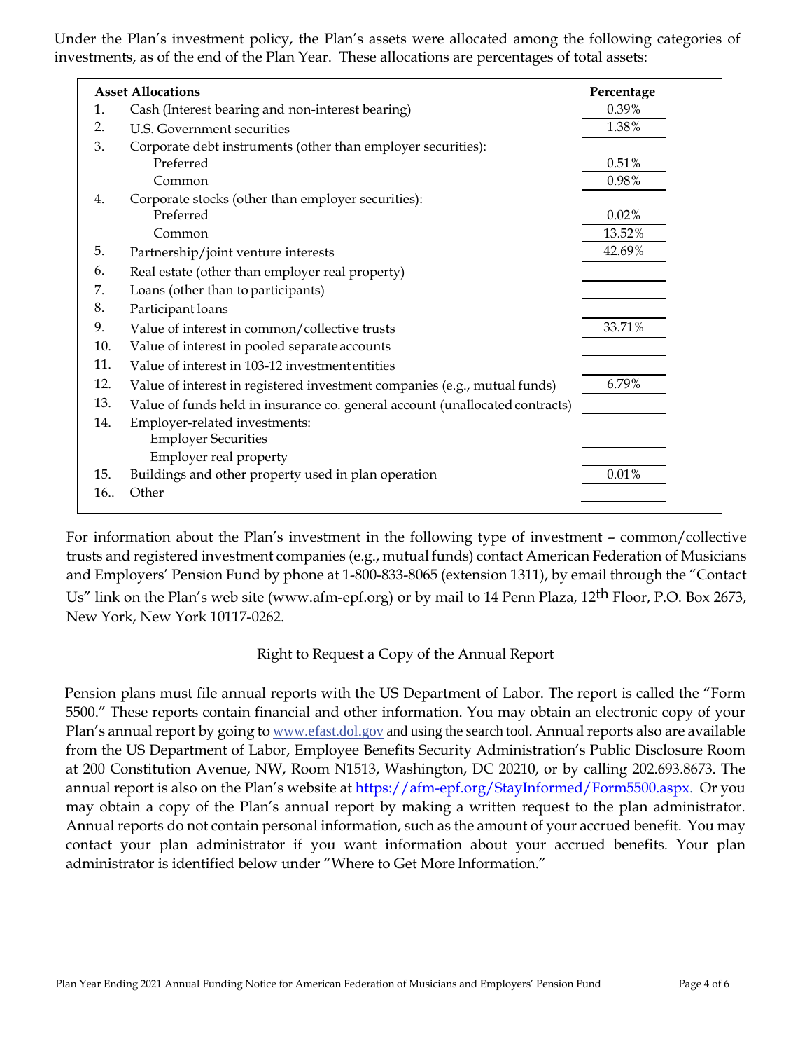Under the Plan's investment policy, the Plan's assets were allocated among the following categories of investments, as of the end of the Plan Year. These allocations are percentages of total assets:

| | **Asset Allocations** | **Percentage** |
|---|---|---|
| 1. | Cash (Interest bearing and non-interest bearing) | 0.39% |
| 2. | U.S. Government securities | 1.38% |
| 3. | Corporate debt instruments (other than employer securities): | |
| | Preferred | 0.51% |
| | Common | 0.98% |
| 4. | Corporate stocks (other than employer securities): | |
| | Preferred | 0.02% |
| | Common | 13.52% |
| 5. | Partnership/joint venture interests | 42.69% |
| 6. | Real estate (other than employer real property) | |
| 7. | Loans (other than to participants) | |
| 8. | Participant loans | |
| 9. | Value of interest in common/collective trusts | 33.71% |
| 10. | Value of interest in pooled separate accounts | |
| 11. | Value of interest in 103-12 investment entities | |
| 12. | Value of interest in registered investment companies (e.g., mutual funds) | 6.79% |
| 13. | Value of funds held in insurance co. general account (unallocated contracts) | |
| 14. | Employer-related investments: | |
| | Employer Securities | |
| | Employer real property | |
| 15. | Buildings and other property used in plan operation | 0.01% |
| 16.. | Other | |

For information about the Plan's investment in the following type of investment – common/collective trusts and registered investment companies (e.g., mutual funds) contact American Federation of Musicians and Employers' Pension Fund by phone at 1-800-833-8065 (extension 1311), by email through the "Contact Us" link on the Plan's web site (www.afm-epf.org) or by mail to 14 Penn Plaza, 12th Floor, P.O. Box 2673, New York, New York 10117-0262.

## Right to Request a Copy of the Annual Report

Pension plans must file annual reports with the US Department of Labor. The report is called the "Form 5500." These reports contain financial and other information. You may obtain an electronic copy of your Plan's annual report by going to www.efast.dol.gov and using the search tool. Annual reports also are available from the US Department of Labor, Employee Benefits Security Administration's Public Disclosure Room at 200 Constitution Avenue, NW, Room N1513, Washington, DC 20210, or by calling 202.693.8673. The annual report is also on the Plan's website at https://afm-epf.org/StayInformed/Form5500.aspx. Or you may obtain a copy of the Plan's annual report by making a written request to the plan administrator. Annual reports do not contain personal information, such as the amount of your accrued benefit. You may contact your plan administrator if you want information about your accrued benefits. Your plan administrator is identified below under "Where to Get More Information."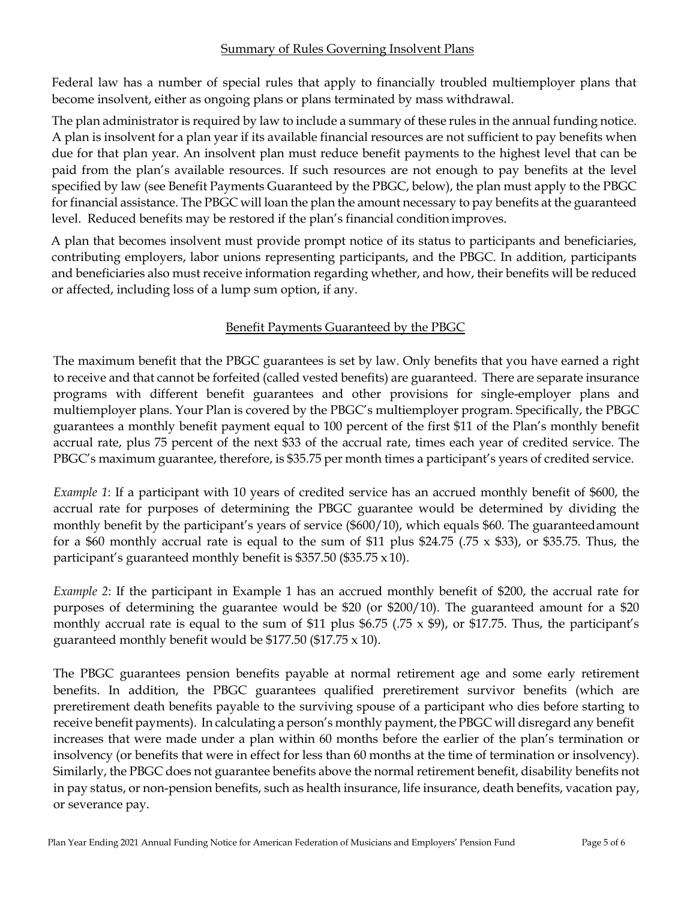## Summary of Rules Governing Insolvent Plans

Federal law has a number of special rules that apply to financially troubled multiemployer plans that become insolvent, either as ongoing plans or plans terminated by mass withdrawal.

The plan administrator is required by law to include a summary of these rules in the annual funding notice. A plan is insolvent for a plan year if its available financial resources are not sufficient to pay benefits when due for that plan year. An insolvent plan must reduce benefit payments to the highest level that can be paid from the plan's available resources. If such resources are not enough to pay benefits at the level specified by law (see Benefit Payments Guaranteed by the PBGC, below), the plan must apply to the PBGC for financial assistance. The PBGC will loan the plan the amount necessary to pay benefits at the guaranteed level. Reduced benefits may be restored if the plan's financial condition improves.

A plan that becomes insolvent must provide prompt notice of its status to participants and beneficiaries, contributing employers, labor unions representing participants, and the PBGC. In addition, participants and beneficiaries also must receive information regarding whether, and how, their benefits will be reduced or affected, including loss of a lump sum option, if any.

## Benefit Payments Guaranteed by the PBGC

The maximum benefit that the PBGC guarantees is set by law. Only benefits that you have earned a right to receive and that cannot be forfeited (called vested benefits) are guaranteed. There are separate insurance programs with different benefit guarantees and other provisions for single-employer plans and multiemployer plans. Your Plan is covered by the PBGC's multiemployer program. Specifically, the PBGC guarantees a monthly benefit payment equal to 100 percent of the first $11 of the Plan's monthly benefit accrual rate, plus 75 percent of the next $33 of the accrual rate, times each year of credited service. The PBGC's maximum guarantee, therefore, is $35.75 per month times a participant's years of credited service.

*Example 1*: If a participant with 10 years of credited service has an accrued monthly benefit of $600, the accrual rate for purposes of determining the PBGC guarantee would be determined by dividing the monthly benefit by the participant's years of service ($600/10), which equals $60. The guaranteed amount for a $60 monthly accrual rate is equal to the sum of $11 plus $24.75 (.75 x $33), or $35.75. Thus, the participant's guaranteed monthly benefit is $357.50 ($35.75 x 10).

*Example 2*: If the participant in Example 1 has an accrued monthly benefit of $200, the accrual rate for purposes of determining the guarantee would be $20 (or $200/10). The guaranteed amount for a $20 monthly accrual rate is equal to the sum of $11 plus $6.75 (.75 x $9), or $17.75. Thus, the participant's guaranteed monthly benefit would be $177.50 ($17.75 x 10).

The PBGC guarantees pension benefits payable at normal retirement age and some early retirement benefits. In addition, the PBGC guarantees qualified preretirement survivor benefits (which are preretirement death benefits payable to the surviving spouse of a participant who dies before starting to receive benefit payments). In calculating a person's monthly payment, the PBGC will disregard any benefit increases that were made under a plan within 60 months before the earlier of the plan's termination or insolvency (or benefits that were in effect for less than 60 months at the time of termination or insolvency). Similarly, the PBGC does not guarantee benefits above the normal retirement benefit, disability benefits not in pay status, or non-pension benefits, such as health insurance, life insurance, death benefits, vacation pay, or severance pay.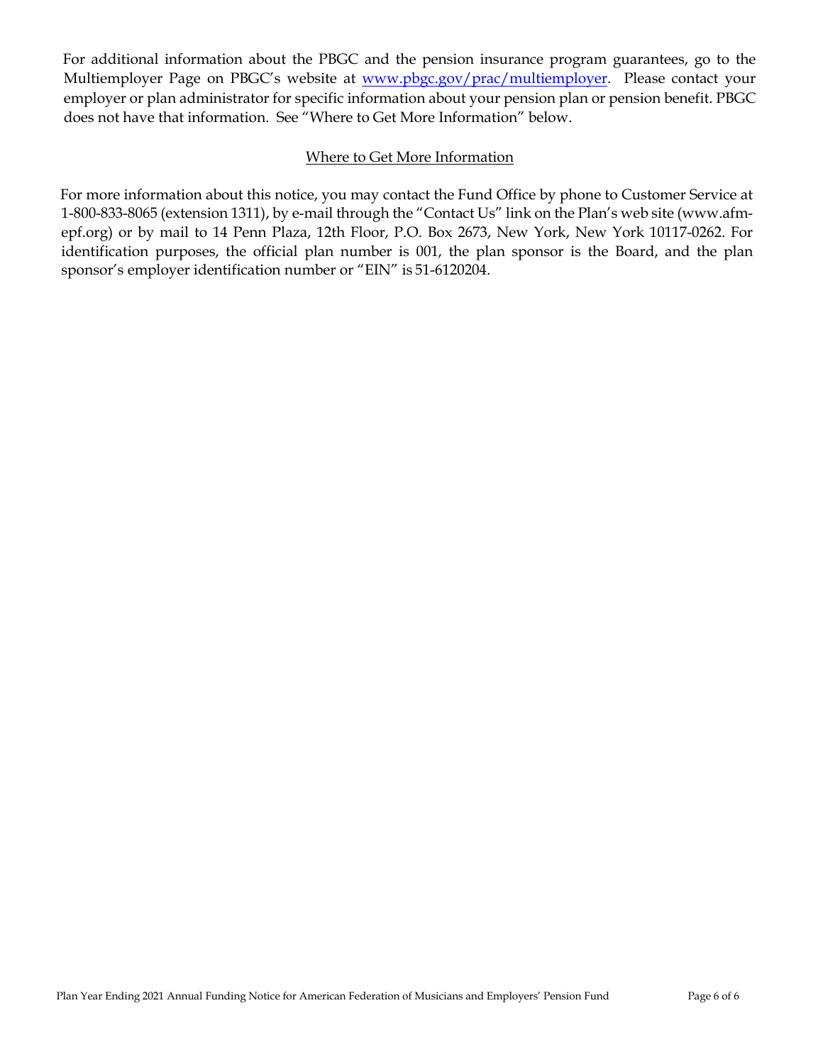For additional information about the PBGC and the pension insurance program guarantees, go to the Multiemployer Page on PBGC's website at [www.pbgc.gov/prac/multiemployer](www.pbgc.gov/prac/multiemployer). Please contact your employer or plan administrator for specific information about your pension plan or pension benefit. PBGC does not have that information. See "Where to Get More Information" below.

## Where to Get More Information

For more information about this notice, you may contact the Fund Office by phone to Customer Service at 1-800-833-8065 (extension 1311), by e-mail through the "Contact Us" link on the Plan's web site (www.afm-epf.org) or by mail to 14 Penn Plaza, 12th Floor, P.O. Box 2673, New York, New York 10117-0262. For identification purposes, the official plan number is 001, the plan sponsor is the Board, and the plan sponsor's employer identification number or "EIN" is 51-6120204.